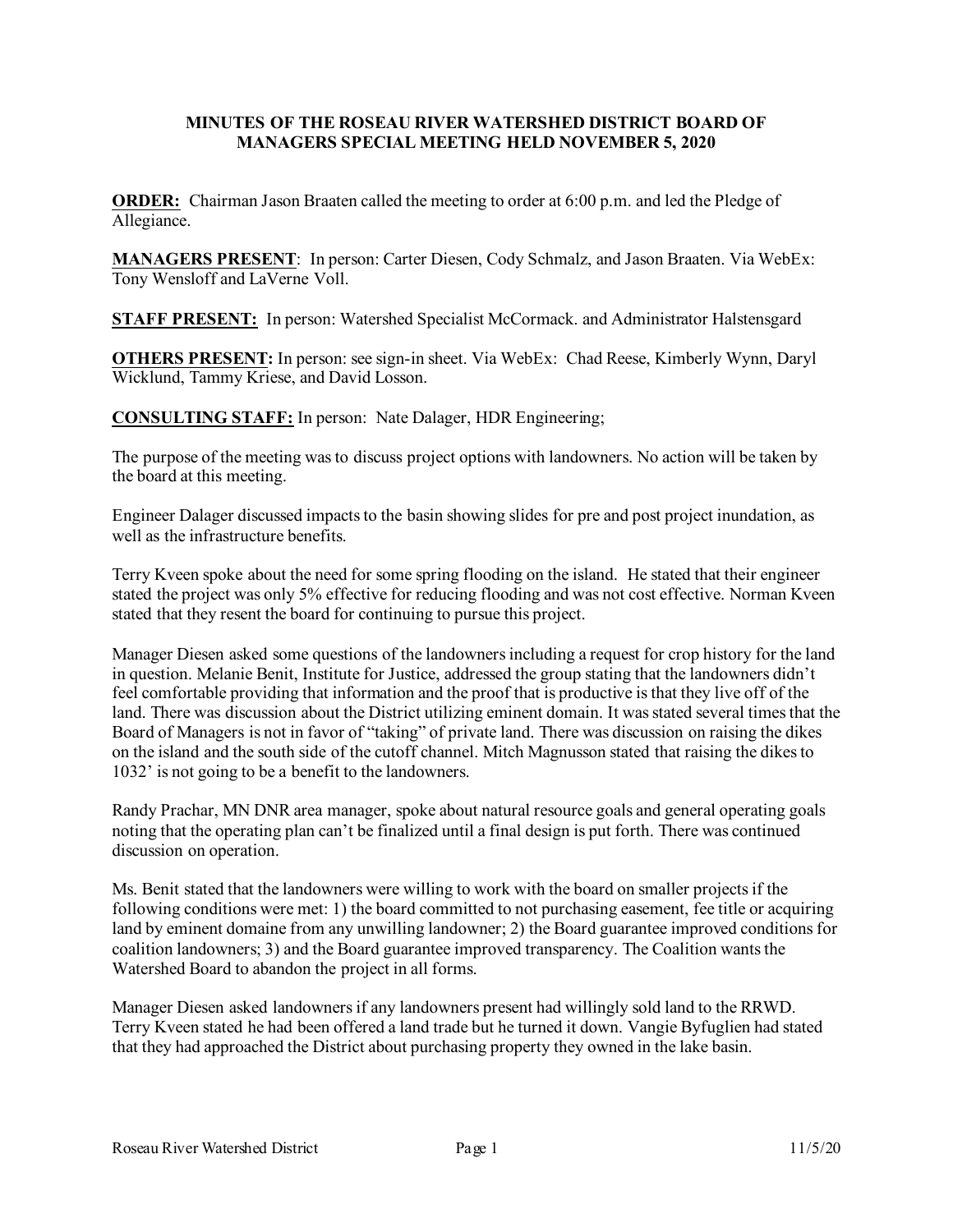# MINUTES OF THE ROSEAU RIVER WATERSHED DISTRICT BOARD OF MANAGERS SPECIAL MEETING HELD NOVEMBER 5, 2020

**ORDER:** Chairman Jason Braaten called the meeting to order at 6:00 p.m. and led the Pledge of Allegiance.

**MANAGERS PRESENT**: In person: Carter Diesen, Cody Schmalz, and Jason Braaten. Via WebEx: Tony Wensloff and LaVerne Voll.

**STAFF PRESENT:** In person: Watershed Specialist McCormack. and Administrator Halstensgard

**OTHERS PRESENT:** In person: see sign-in sheet. Via WebEx: Chad Reese, Kimberly Wynn, Daryl Wicklund, Tammy Kriese, and David Losson.

**CONSULTING STAFF:** In person: Nate Dalager, HDR Engineering;

The purpose of the meeting was to discuss project options with landowners. No action will be taken by the board at this meeting.

Engineer Dalager discussed impacts to the basin showing slides for pre and post project inundation, as well as the infrastructure benefits.

Terry Kveen spoke about the need for some spring flooding on the island. He stated that their engineer stated the project was only 5% effective for reducing flooding and was not cost effective. Norman Kveen stated that they resent the board for continuing to pursue this project.

Manager Diesen asked some questions of the landowners including a request for crop history for the land in question. Melanie Benit, Institute for Justice, addressed the group stating that the landowners didn't feel comfortable providing that information and the proof that is productive is that they live off of the land. There was discussion about the District utilizing eminent domain. It was stated several times that the Board of Managers is not in favor of "taking" of private land. There was discussion on raising the dikes on the island and the south side of the cutoff channel. Mitch Magnusson stated that raising the dikes to 1032' is not going to be a benefit to the landowners.

Randy Prachar, MN DNR area manager, spoke about natural resource goals and general operating goals noting that the operating plan can't be finalized until a final design is put forth. There was continued discussion on operation.

Ms. Benit stated that the landowners were willing to work with the board on smaller projects if the following conditions were met: 1) the board committed to not purchasing easement, fee title or acquiring land by eminent domaine from any unwilling landowner; 2) the Board guarantee improved conditions for coalition landowners; 3) and the Board guarantee improved transparency. The Coalition wants the Watershed Board to abandon the project in all forms.

Manager Diesen asked landowners if any landowners present had willingly sold land to the RRWD. Terry Kveen stated he had been offered a land trade but he turned it down. Vangie Byfuglien had stated that they had approached the District about purchasing property they owned in the lake basin.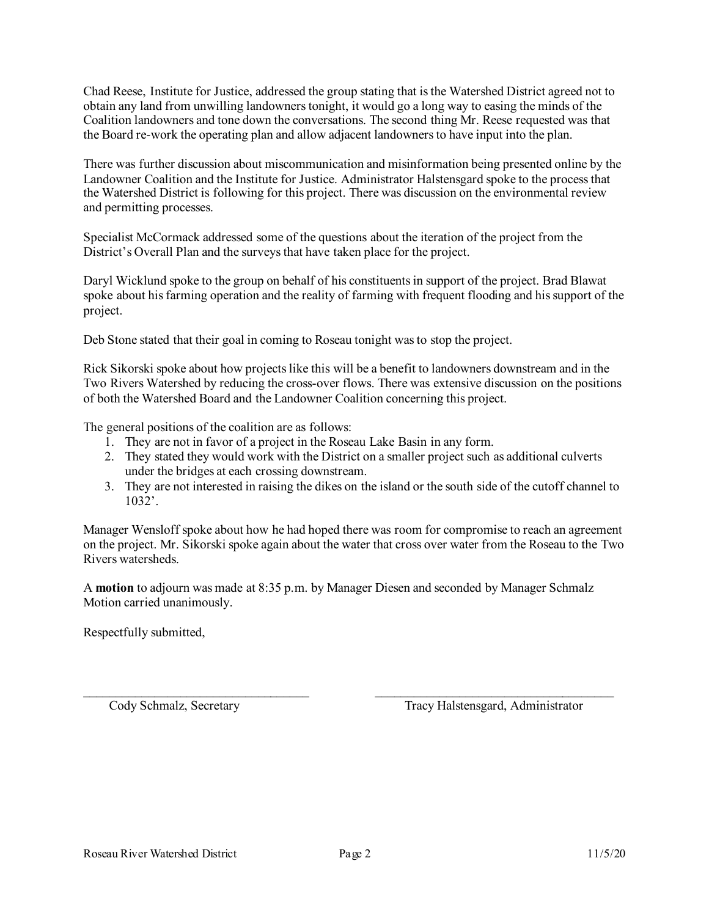Chad Reese, Institute for Justice, addressed the group stating that is the Watershed District agreed not to obtain any land from unwilling landowners tonight, it would go a long way to easing the minds of the Coalition landowners and tone down the conversations. The second thing Mr. Reese requested was that the Board re-work the operating plan and allow adjacent landowners to have input into the plan.

There was further discussion about miscommunication and misinformation being presented online by the Landowner Coalition and the Institute for Justice. Administrator Halstensgard spoke to the process that the Watershed District is following for this project. There was discussion on the environmental review and permitting processes.

Specialist McCormack addressed some of the questions about the iteration of the project from the District's Overall Plan and the surveys that have taken place for the project.

Daryl Wicklund spoke to the group on behalf of his constituents in support of the project. Brad Blawat spoke about his farming operation and the reality of farming with frequent flooding and his support of the project.

Deb Stone stated that their goal in coming to Roseau tonight was to stop the project.

Rick Sikorski spoke about how projects like this will be a benefit to landowners downstream and in the Two Rivers Watershed by reducing the cross-over flows. There was extensive discussion on the positions of both the Watershed Board and the Landowner Coalition concerning this project.

The general positions of the coalition are as follows:

1. They are not in favor of a project in the Roseau Lake Basin in any form.
2. They stated they would work with the District on a smaller project such as additional culverts under the bridges at each crossing downstream.
3. They are not interested in raising the dikes on the island or the south side of the cutoff channel to 1032'.

Manager Wensloff spoke about how he had hoped there was room for compromise to reach an agreement on the project. Mr. Sikorski spoke again about the water that cross over water from the Roseau to the Two Rivers watersheds.

A **motion** to adjourn was made at 8:35 p.m. by Manager Diesen and seconded by Manager Schmalz Motion carried unanimously.

Respectfully submitted,

\_\_\_\_\_\_\_\_\_\_\_\_\_\_\_\_\_\_\_\_\_\_\_\_\_\_\_\_\_\_\_\_\_\_\_\_\_\_
Cody Schmalz, Secretary

\_\_\_\_\_\_\_\_\_\_\_\_\_\_\_\_\_\_\_\_\_\_\_\_\_\_\_\_\_\_\_\_\_\_\_\_\_\_
Tracy Halstensgard, Administrator